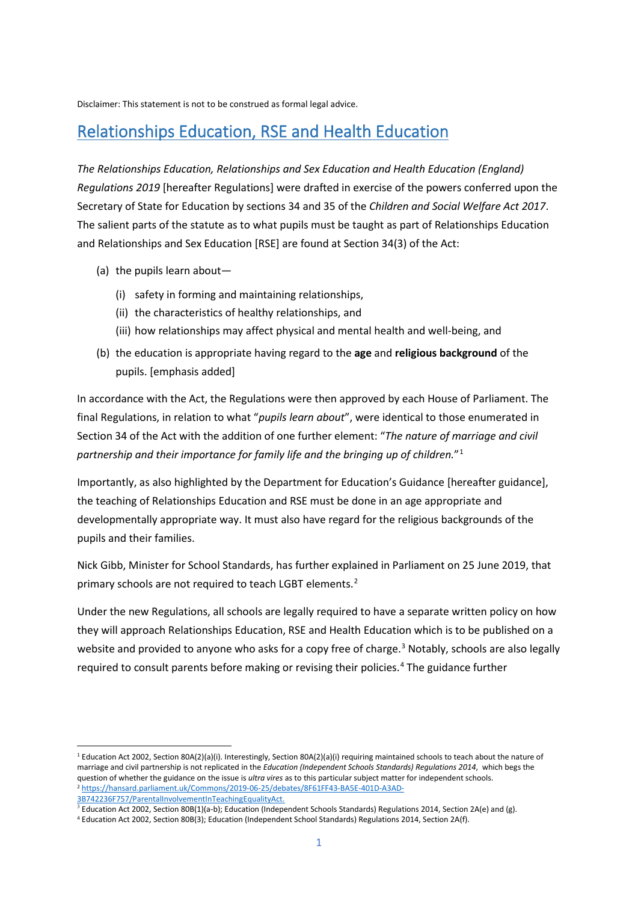Disclaimer: This statement is not to be construed as formal legal advice.

# Relationships Education, RSE and Health Education

*The Relationships Education, Relationships and Sex Education and Health Education (England) Regulations 2019* [hereafter Regulations] were drafted in exercise of the powers conferred upon the Secretary of State for Education by sections 34 and 35 of the *Children and Social Welfare Act 2017*. The salient parts of the statute as to what pupils must be taught as part of Relationships Education and Relationships and Sex Education [RSE] are found at Section 34(3) of the Act:

- (a) the pupils learn about—
  - (i) safety in forming and maintaining relationships,
  - (ii) the characteristics of healthy relationships, and
  - (iii) how relationships may affect physical and mental health and well-being, and
- (b) the education is appropriate having regard to the **age** and **religious background** of the pupils. [emphasis added]

In accordance with the Act, the Regulations were then approved by each House of Parliament. The final Regulations, in relation to what "*pupils learn about*", were identical to those enumerated in Section 34 of the Act with the addition of one further element: "*The nature of marriage and civil partnership and their importance for family life and the bringing up of children.*"[1]

Importantly, as also highlighted by the Department for Education's Guidance [hereafter guidance], the teaching of Relationships Education and RSE must be done in an age appropriate and developmentally appropriate way. It must also have regard for the religious backgrounds of the pupils and their families.

Nick Gibb, Minister for School Standards, has further explained in Parliament on 25 June 2019, that primary schools are not required to teach LGBT elements.[2]

Under the new Regulations, all schools are legally required to have a separate written policy on how they will approach Relationships Education, RSE and Health Education which is to be published on a website and provided to anyone who asks for a copy free of charge.[3] Notably, schools are also legally required to consult parents before making or revising their policies.[4] The guidance further

---

[1] Education Act 2002, Section 80A(2)(a)(i). Interestingly, Section 80A(2)(a)(i) requiring maintained schools to teach about the nature of marriage and civil partnership is not replicated in the *Education (Independent Schools Standards) Regulations 2014*, which begs the question of whether the guidance on the issue is *ultra vires* as to this particular subject matter for independent schools.

[2] https://hansard.parliament.uk/Commons/2019-06-25/debates/8F61FF43-BA5E-401D-A3AD-3B742236F757/ParentalInvolvementInTeachingEqualityAct.

[3] Education Act 2002, Section 80B(1)(a-b); Education (Independent Schools Standards) Regulations 2014, Section 2A(e) and (g).

[4] Education Act 2002, Section 80B(3); Education (Independent School Standards) Regulations 2014, Section 2A(f).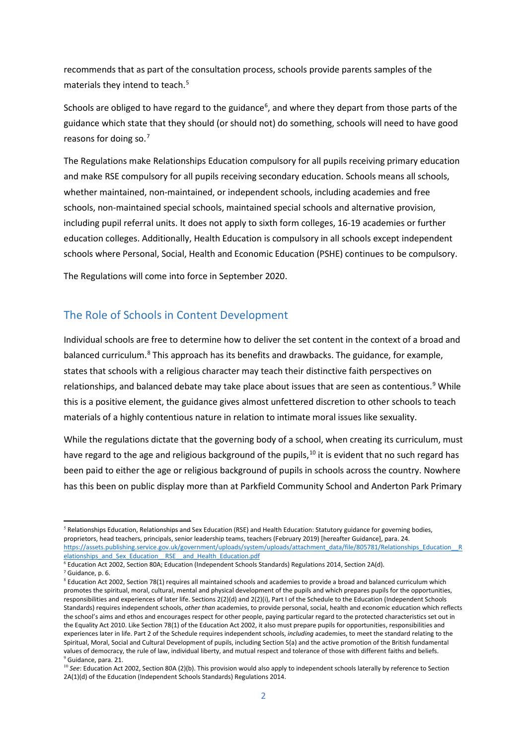recommends that as part of the consultation process, schools provide parents samples of the materials they intend to teach.[5]

Schools are obliged to have regard to the guidance[6], and where they depart from those parts of the guidance which state that they should (or should not) do something, schools will need to have good reasons for doing so.[7]

The Regulations make Relationships Education compulsory for all pupils receiving primary education and make RSE compulsory for all pupils receiving secondary education. Schools means all schools, whether maintained, non-maintained, or independent schools, including academies and free schools, non-maintained special schools, maintained special schools and alternative provision, including pupil referral units. It does not apply to sixth form colleges, 16-19 academies or further education colleges. Additionally, Health Education is compulsory in all schools except independent schools where Personal, Social, Health and Economic Education (PSHE) continues to be compulsory.

The Regulations will come into force in September 2020.

## The Role of Schools in Content Development

Individual schools are free to determine how to deliver the set content in the context of a broad and balanced curriculum.[8] This approach has its benefits and drawbacks. The guidance, for example, states that schools with a religious character may teach their distinctive faith perspectives on relationships, and balanced debate may take place about issues that are seen as contentious.[9] While this is a positive element, the guidance gives almost unfettered discretion to other schools to teach materials of a highly contentious nature in relation to intimate moral issues like sexuality.

While the regulations dictate that the governing body of a school, when creating its curriculum, must have regard to the age and religious background of the pupils,[10] it is evident that no such regard has been paid to either the age or religious background of pupils in schools across the country. Nowhere has this been on public display more than at Parkfield Community School and Anderton Park Primary

---

[5] Relationships Education, Relationships and Sex Education (RSE) and Health Education: Statutory guidance for governing bodies, proprietors, head teachers, principals, senior leadership teams, teachers (February 2019) [hereafter Guidance], para. 24. https://assets.publishing.service.gov.uk/government/uploads/system/uploads/attachment_data/file/805781/Relationships_Education__Relationships_and_Sex_Education__RSE__and_Health_Education.pdf

[6] Education Act 2002, Section 80A; Education (Independent Schools Standards) Regulations 2014, Section 2A(d).

[7] Guidance, p. 6.

[8] Education Act 2002, Section 78(1) requires all maintained schools and academies to provide a broad and balanced curriculum which promotes the spiritual, moral, cultural, mental and physical development of the pupils and which prepares pupils for the opportunities, responsibilities and experiences of later life. Sections 2(2)(d) and 2(2)(i), Part I of the Schedule to the Education (Independent Schools Standards) requires independent schools, *other than* academies, to provide personal, social, health and economic education which reflects the school's aims and ethos and encourages respect for other people, paying particular regard to the protected characteristics set out in the Equality Act 2010. Like Section 78(1) of the Education Act 2002, it also must prepare pupils for opportunities, responsibilities and experiences later in life. Part 2 of the Schedule requires independent schools, *including* academies, to meet the standard relating to the Spiritual, Moral, Social and Cultural Development of pupils, including Section 5(a) and the active promotion of the British fundamental values of democracy, the rule of law, individual liberty, and mutual respect and tolerance of those with different faiths and beliefs.

[9] Guidance, para. 21.

[10] *See*: Education Act 2002, Section 80A (2)(b). This provision would also apply to independent schools laterally by reference to Section 2A(1)(d) of the Education (Independent Schools Standards) Regulations 2014.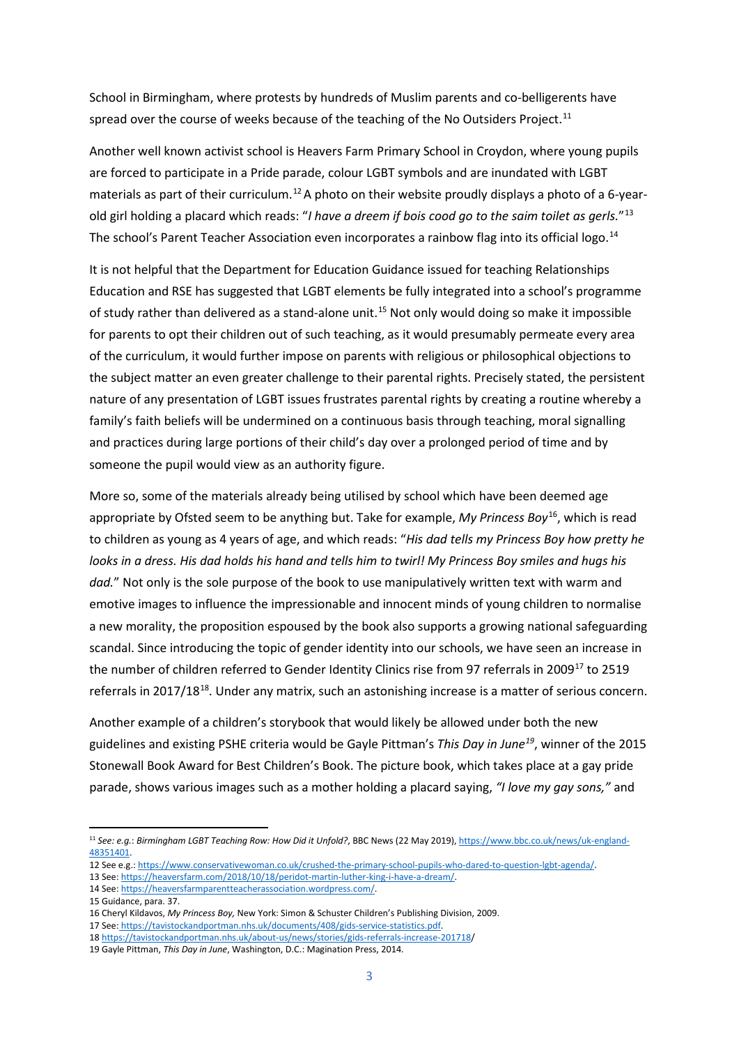School in Birmingham, where protests by hundreds of Muslim parents and co-belligerents have spread over the course of weeks because of the teaching of the No Outsiders Project.[11]

Another well known activist school is Heavers Farm Primary School in Croydon, where young pupils are forced to participate in a Pride parade, colour LGBT symbols and are inundated with LGBT materials as part of their curriculum.[12] A photo on their website proudly displays a photo of a 6-year-old girl holding a placard which reads: "*I have a dreem if bois cood go to the saim toilet as gerls.*"[13] The school's Parent Teacher Association even incorporates a rainbow flag into its official logo.[14]

It is not helpful that the Department for Education Guidance issued for teaching Relationships Education and RSE has suggested that LGBT elements be fully integrated into a school's programme of study rather than delivered as a stand-alone unit.[15] Not only would doing so make it impossible for parents to opt their children out of such teaching, as it would presumably permeate every area of the curriculum, it would further impose on parents with religious or philosophical objections to the subject matter an even greater challenge to their parental rights. Precisely stated, the persistent nature of any presentation of LGBT issues frustrates parental rights by creating a routine whereby a family's faith beliefs will be undermined on a continuous basis through teaching, moral signalling and practices during large portions of their child's day over a prolonged period of time and by someone the pupil would view as an authority figure.

More so, some of the materials already being utilised by school which have been deemed age appropriate by Ofsted seem to be anything but. Take for example, *My Princess Boy*[16], which is read to children as young as 4 years of age, and which reads: "*His dad tells my Princess Boy how pretty he looks in a dress. His dad holds his hand and tells him to twirl! My Princess Boy smiles and hugs his dad.*" Not only is the sole purpose of the book to use manipulatively written text with warm and emotive images to influence the impressionable and innocent minds of young children to normalise a new morality, the proposition espoused by the book also supports a growing national safeguarding scandal. Since introducing the topic of gender identity into our schools, we have seen an increase in the number of children referred to Gender Identity Clinics rise from 97 referrals in 2009[17] to 2519 referrals in 2017/18[18]. Under any matrix, such an astonishing increase is a matter of serious concern.

Another example of a children's storybook that would likely be allowed under both the new guidelines and existing PSHE criteria would be Gayle Pittman's *This Day in June*[19], winner of the 2015 Stonewall Book Award for Best Children's Book. The picture book, which takes place at a gay pride parade, shows various images such as a mother holding a placard saying, *"I love my gay sons,"* and

---

[11] *See: e.g.: Birmingham LGBT Teaching Row: How Did it Unfold?*, BBC News (22 May 2019), https://www.bbc.co.uk/news/uk-england-48351401.

12 See e.g.: https://www.conservativewoman.co.uk/crushed-the-primary-school-pupils-who-dared-to-question-lgbt-agenda/.

13 See: https://heaversfarm.com/2018/10/18/peridot-martin-luther-king-i-have-a-dream/.

14 See: https://heaversfarmparentteacherassociation.wordpress.com/.

15 Guidance, para. 37.

16 Cheryl Kildavos, *My Princess Boy,* New York: Simon & Schuster Children's Publishing Division, 2009.

17 See: https://tavistockandportman.nhs.uk/documents/408/gids-service-statistics.pdf.

18 https://tavistockandportman.nhs.uk/about-us/news/stories/gids-referrals-increase-201718/

19 Gayle Pittman, *This Day in June*, Washington, D.C.: Magination Press, 2014.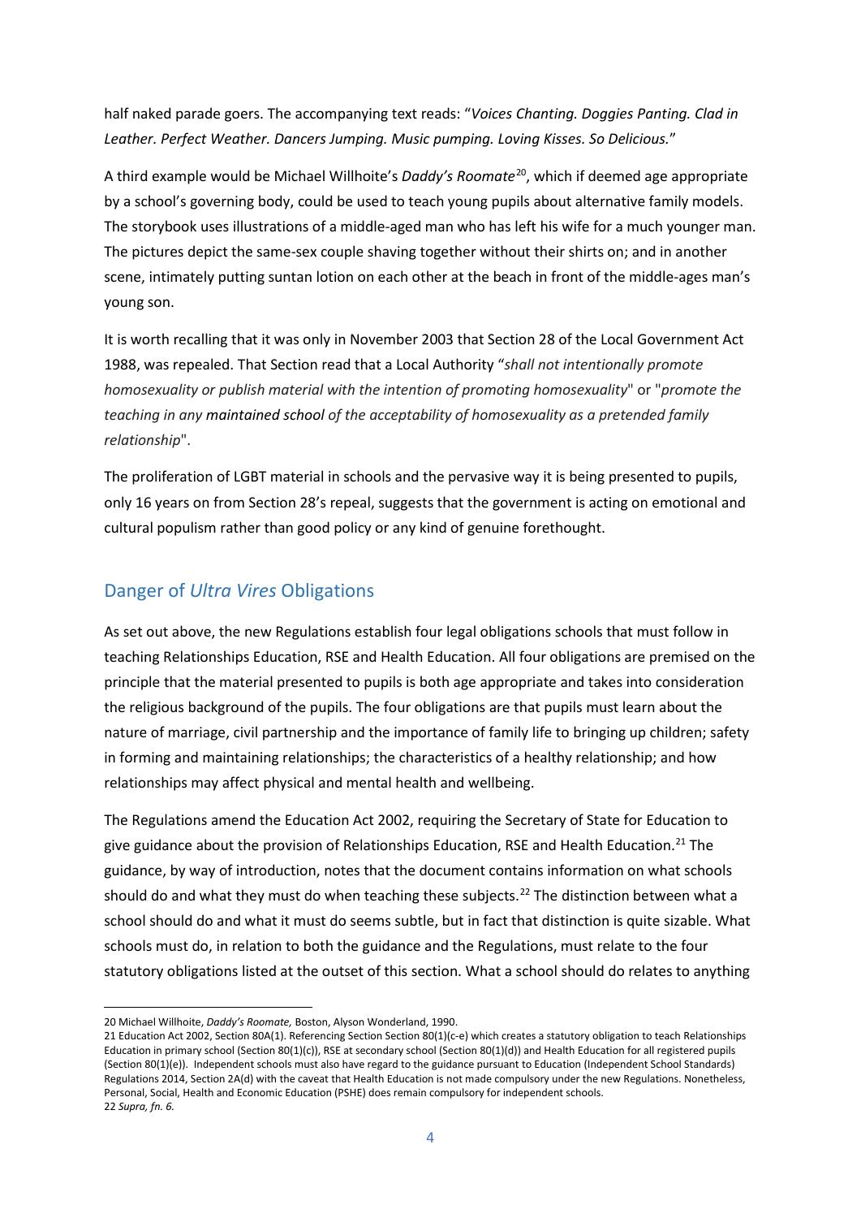half naked parade goers. The accompanying text reads: "*Voices Chanting. Doggies Panting. Clad in Leather. Perfect Weather. Dancers Jumping. Music pumping. Loving Kisses. So Delicious.*"

A third example would be Michael Willhoite's *Daddy's Roomate*[20], which if deemed age appropriate by a school's governing body, could be used to teach young pupils about alternative family models. The storybook uses illustrations of a middle-aged man who has left his wife for a much younger man. The pictures depict the same-sex couple shaving together without their shirts on; and in another scene, intimately putting suntan lotion on each other at the beach in front of the middle-ages man's young son.

It is worth recalling that it was only in November 2003 that Section 28 of the Local Government Act 1988, was repealed. That Section read that a Local Authority "*shall not intentionally promote homosexuality or publish material with the intention of promoting homosexuality*" or "*promote the teaching in any* maintained school *of the acceptability of homosexuality as a pretended family relationship*".

The proliferation of LGBT material in schools and the pervasive way it is being presented to pupils, only 16 years on from Section 28's repeal, suggests that the government is acting on emotional and cultural populism rather than good policy or any kind of genuine forethought.

## Danger of *Ultra Vires* Obligations

As set out above, the new Regulations establish four legal obligations schools that must follow in teaching Relationships Education, RSE and Health Education. All four obligations are premised on the principle that the material presented to pupils is both age appropriate and takes into consideration the religious background of the pupils. The four obligations are that pupils must learn about the nature of marriage, civil partnership and the importance of family life to bringing up children; safety in forming and maintaining relationships; the characteristics of a healthy relationship; and how relationships may affect physical and mental health and wellbeing.

The Regulations amend the Education Act 2002, requiring the Secretary of State for Education to give guidance about the provision of Relationships Education, RSE and Health Education.[21] The guidance, by way of introduction, notes that the document contains information on what schools should do and what they must do when teaching these subjects.[22] The distinction between what a school should do and what it must do seems subtle, but in fact that distinction is quite sizable. What schools must do, in relation to both the guidance and the Regulations, must relate to the four statutory obligations listed at the outset of this section. What a school should do relates to anything

---

20 Michael Willhoite, *Daddy's Roomate,* Boston, Alyson Wonderland, 1990.

21 Education Act 2002, Section 80A(1). Referencing Section Section 80(1)(c-e) which creates a statutory obligation to teach Relationships Education in primary school (Section 80(1)(c)), RSE at secondary school (Section 80(1)(d)) and Health Education for all registered pupils (Section 80(1)(e)). Independent schools must also have regard to the guidance pursuant to Education (Independent School Standards) Regulations 2014, Section 2A(d) with the caveat that Health Education is not made compulsory under the new Regulations. Nonetheless, Personal, Social, Health and Economic Education (PSHE) does remain compulsory for independent schools.

22 *Supra, fn. 6.*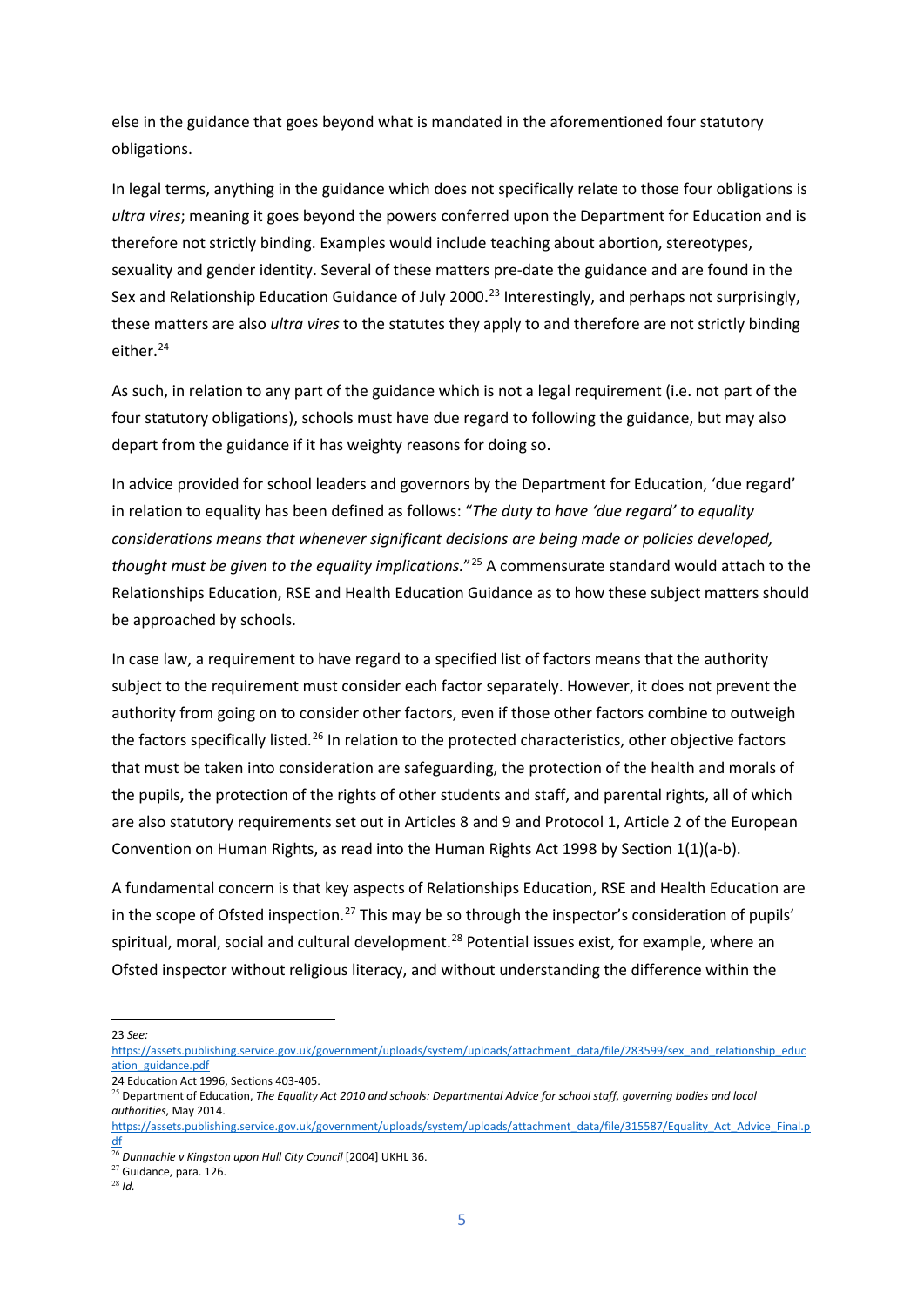else in the guidance that goes beyond what is mandated in the aforementioned four statutory obligations.

In legal terms, anything in the guidance which does not specifically relate to those four obligations is *ultra vires*; meaning it goes beyond the powers conferred upon the Department for Education and is therefore not strictly binding. Examples would include teaching about abortion, stereotypes, sexuality and gender identity. Several of these matters pre-date the guidance and are found in the Sex and Relationship Education Guidance of July 2000.[23] Interestingly, and perhaps not surprisingly, these matters are also *ultra vires* to the statutes they apply to and therefore are not strictly binding either.[24]

As such, in relation to any part of the guidance which is not a legal requirement (i.e. not part of the four statutory obligations), schools must have due regard to following the guidance, but may also depart from the guidance if it has weighty reasons for doing so.

In advice provided for school leaders and governors by the Department for Education, 'due regard' in relation to equality has been defined as follows: "*The duty to have 'due regard' to equality considerations means that whenever significant decisions are being made or policies developed, thought must be given to the equality implications.*"[25] A commensurate standard would attach to the Relationships Education, RSE and Health Education Guidance as to how these subject matters should be approached by schools.

In case law, a requirement to have regard to a specified list of factors means that the authority subject to the requirement must consider each factor separately. However, it does not prevent the authority from going on to consider other factors, even if those other factors combine to outweigh the factors specifically listed.[26] In relation to the protected characteristics, other objective factors that must be taken into consideration are safeguarding, the protection of the health and morals of the pupils, the protection of the rights of other students and staff, and parental rights, all of which are also statutory requirements set out in Articles 8 and 9 and Protocol 1, Article 2 of the European Convention on Human Rights, as read into the Human Rights Act 1998 by Section 1(1)(a-b).

A fundamental concern is that key aspects of Relationships Education, RSE and Health Education are in the scope of Ofsted inspection.[27] This may be so through the inspector's consideration of pupils' spiritual, moral, social and cultural development.[28] Potential issues exist, for example, where an Ofsted inspector without religious literacy, and without understanding the difference within the

---

23 *See:* https://assets.publishing.service.gov.uk/government/uploads/system/uploads/attachment_data/file/283599/sex_and_relationship_education_guidance.pdf

24 Education Act 1996, Sections 403-405.

25 Department of Education, *The Equality Act 2010 and schools: Departmental Advice for school staff, governing bodies and local authorities*, May 2014. https://assets.publishing.service.gov.uk/government/uploads/system/uploads/attachment_data/file/315587/Equality_Act_Advice_Final.pdf

26 *Dunnachie v Kingston upon Hull City Council* [2004] UKHL 36.

27 Guidance, para. 126.

28 *Id.*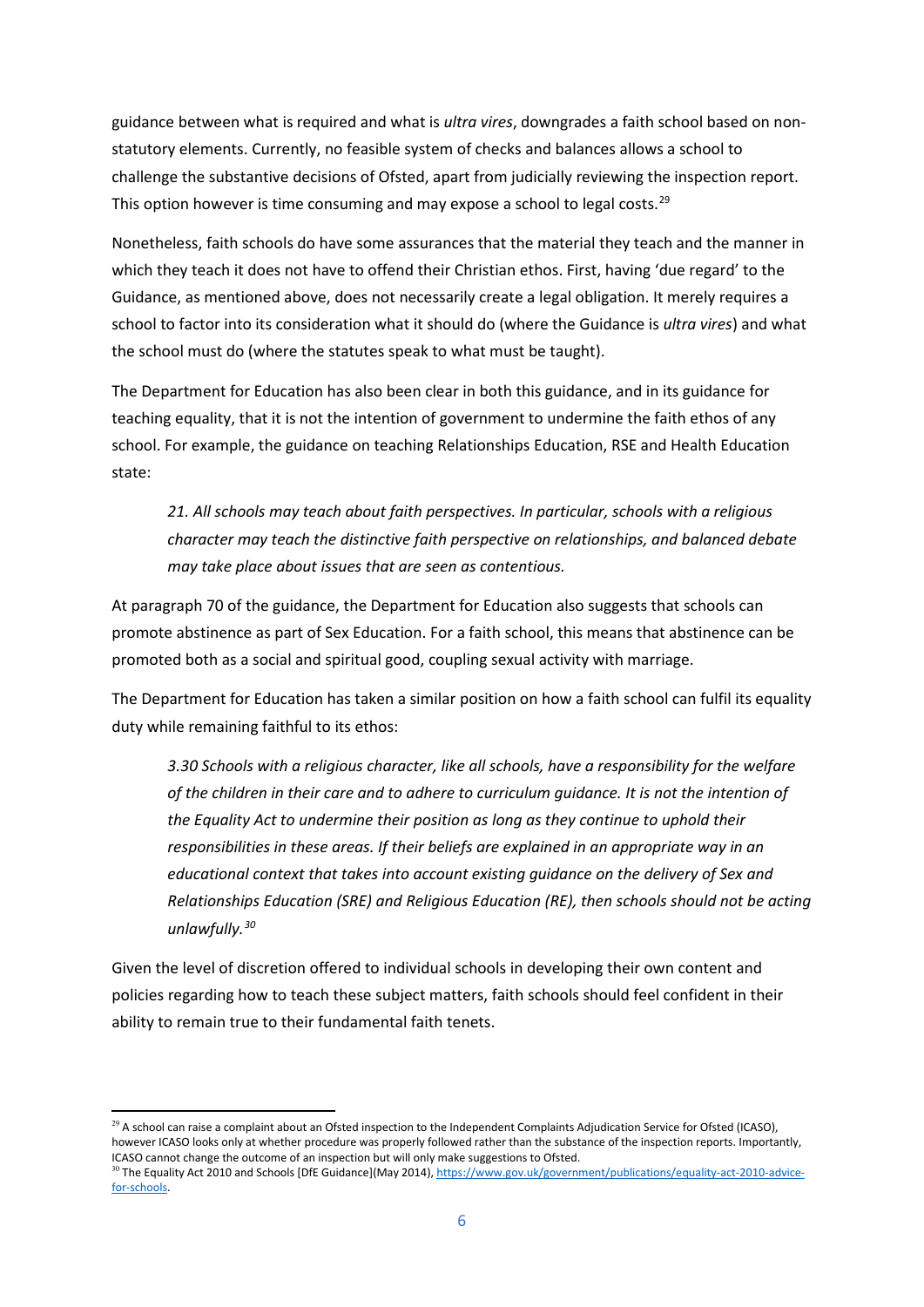guidance between what is required and what is *ultra vires*, downgrades a faith school based on non-statutory elements. Currently, no feasible system of checks and balances allows a school to challenge the substantive decisions of Ofsted, apart from judicially reviewing the inspection report. This option however is time consuming and may expose a school to legal costs.[29]

Nonetheless, faith schools do have some assurances that the material they teach and the manner in which they teach it does not have to offend their Christian ethos. First, having 'due regard' to the Guidance, as mentioned above, does not necessarily create a legal obligation. It merely requires a school to factor into its consideration what it should do (where the Guidance is *ultra vires*) and what the school must do (where the statutes speak to what must be taught).

The Department for Education has also been clear in both this guidance, and in its guidance for teaching equality, that it is not the intention of government to undermine the faith ethos of any school. For example, the guidance on teaching Relationships Education, RSE and Health Education state:

> *21. All schools may teach about faith perspectives. In particular, schools with a religious character may teach the distinctive faith perspective on relationships, and balanced debate may take place about issues that are seen as contentious.*

At paragraph 70 of the guidance, the Department for Education also suggests that schools can promote abstinence as part of Sex Education. For a faith school, this means that abstinence can be promoted both as a social and spiritual good, coupling sexual activity with marriage.

The Department for Education has taken a similar position on how a faith school can fulfil its equality duty while remaining faithful to its ethos:

> *3.30 Schools with a religious character, like all schools, have a responsibility for the welfare of the children in their care and to adhere to curriculum guidance. It is not the intention of the Equality Act to undermine their position as long as they continue to uphold their responsibilities in these areas. If their beliefs are explained in an appropriate way in an educational context that takes into account existing guidance on the delivery of Sex and Relationships Education (SRE) and Religious Education (RE), then schools should not be acting unlawfully.[30]*

Given the level of discretion offered to individual schools in developing their own content and policies regarding how to teach these subject matters, faith schools should feel confident in their ability to remain true to their fundamental faith tenets.

---

[29] A school can raise a complaint about an Ofsted inspection to the Independent Complaints Adjudication Service for Ofsted (ICASO), however ICASO looks only at whether procedure was properly followed rather than the substance of the inspection reports. Importantly, ICASO cannot change the outcome of an inspection but will only make suggestions to Ofsted.

[30] The Equality Act 2010 and Schools [DfE Guidance](May 2014), https://www.gov.uk/government/publications/equality-act-2010-advice-for-schools.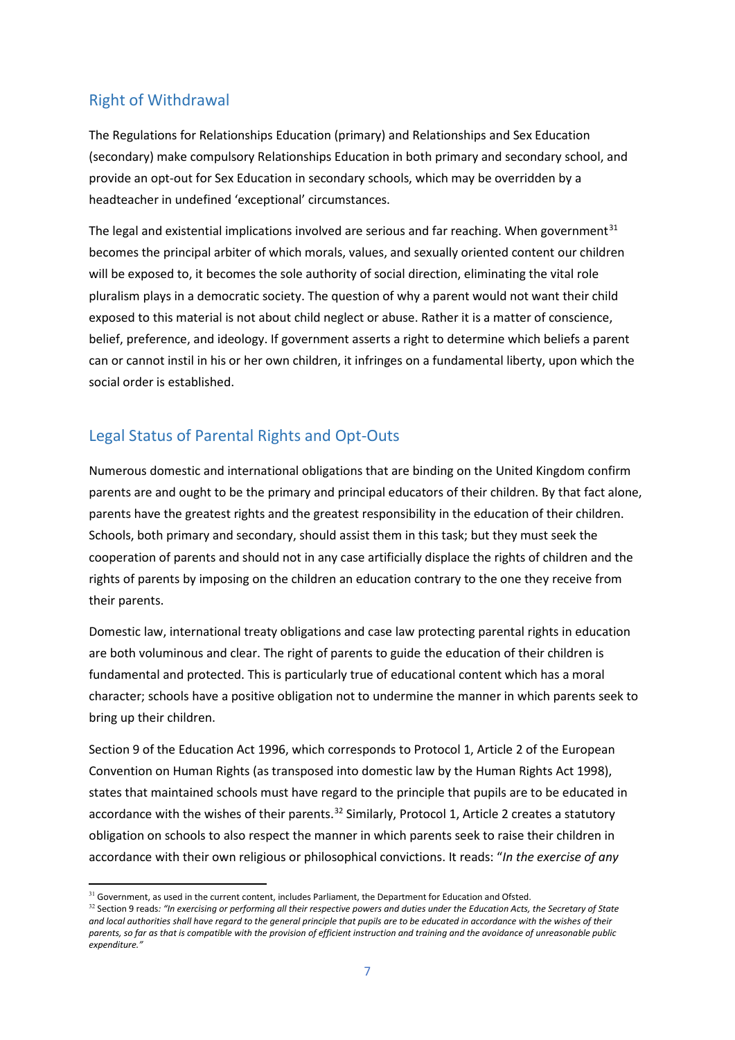## Right of Withdrawal

The Regulations for Relationships Education (primary) and Relationships and Sex Education (secondary) make compulsory Relationships Education in both primary and secondary school, and provide an opt-out for Sex Education in secondary schools, which may be overridden by a headteacher in undefined 'exceptional' circumstances.

The legal and existential implications involved are serious and far reaching. When government[31] becomes the principal arbiter of which morals, values, and sexually oriented content our children will be exposed to, it becomes the sole authority of social direction, eliminating the vital role pluralism plays in a democratic society. The question of why a parent would not want their child exposed to this material is not about child neglect or abuse. Rather it is a matter of conscience, belief, preference, and ideology. If government asserts a right to determine which beliefs a parent can or cannot instil in his or her own children, it infringes on a fundamental liberty, upon which the social order is established.

## Legal Status of Parental Rights and Opt-Outs

Numerous domestic and international obligations that are binding on the United Kingdom confirm parents are and ought to be the primary and principal educators of their children. By that fact alone, parents have the greatest rights and the greatest responsibility in the education of their children. Schools, both primary and secondary, should assist them in this task; but they must seek the cooperation of parents and should not in any case artificially displace the rights of children and the rights of parents by imposing on the children an education contrary to the one they receive from their parents.

Domestic law, international treaty obligations and case law protecting parental rights in education are both voluminous and clear. The right of parents to guide the education of their children is fundamental and protected. This is particularly true of educational content which has a moral character; schools have a positive obligation not to undermine the manner in which parents seek to bring up their children.

Section 9 of the Education Act 1996, which corresponds to Protocol 1, Article 2 of the European Convention on Human Rights (as transposed into domestic law by the Human Rights Act 1998), states that maintained schools must have regard to the principle that pupils are to be educated in accordance with the wishes of their parents.[32] Similarly, Protocol 1, Article 2 creates a statutory obligation on schools to also respect the manner in which parents seek to raise their children in accordance with their own religious or philosophical convictions. It reads: "*In the exercise of any*

---

[31] Government, as used in the current content, includes Parliament, the Department for Education and Ofsted.

[32] Section 9 reads*: "In exercising or performing all their respective powers and duties under the Education Acts, the Secretary of State and local authorities shall have regard to the general principle that pupils are to be educated in accordance with the wishes of their parents, so far as that is compatible with the provision of efficient instruction and training and the avoidance of unreasonable public expenditure."*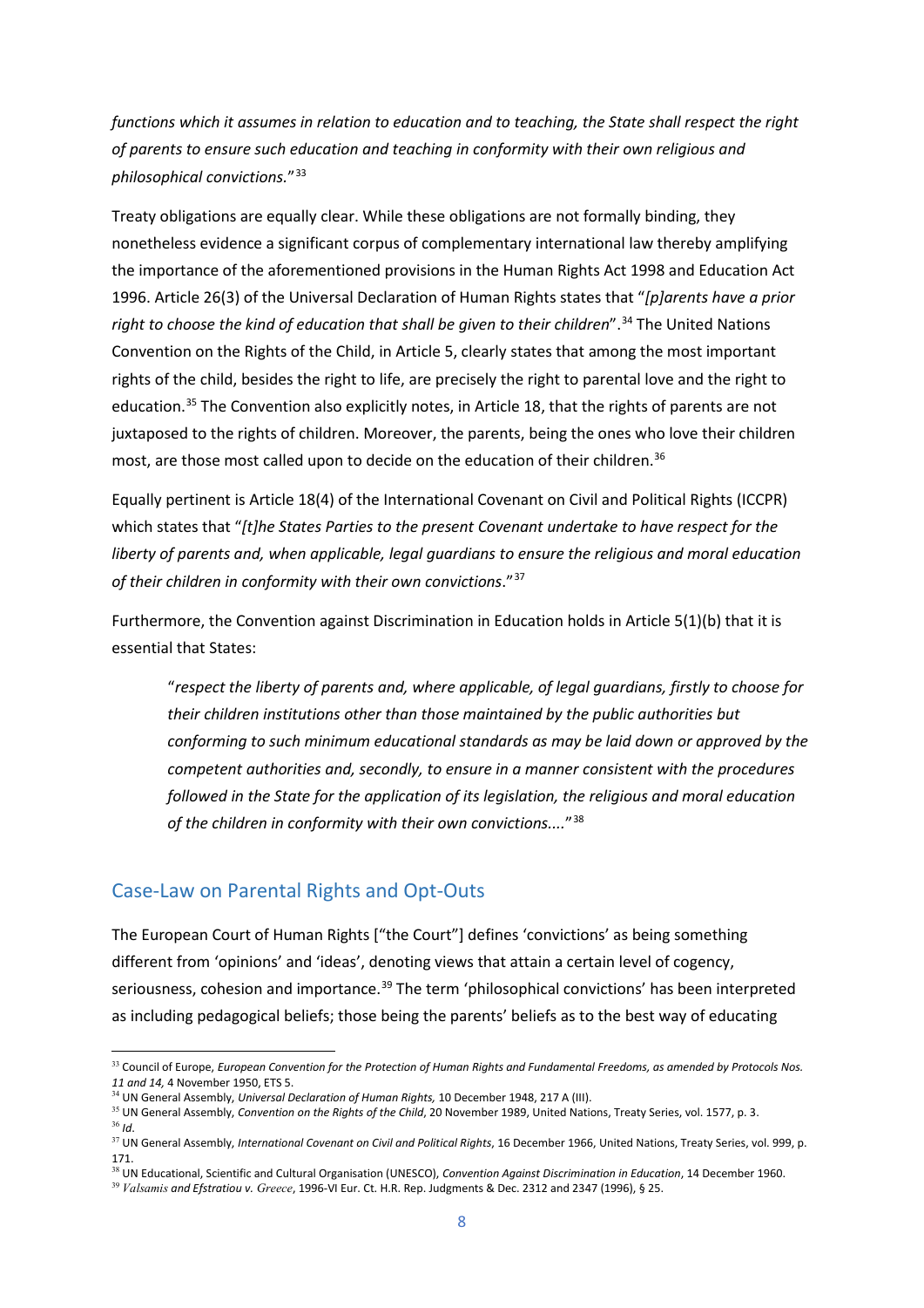*functions which it assumes in relation to education and to teaching, the State shall respect the right of parents to ensure such education and teaching in conformity with their own religious and philosophical convictions.*"[33]

Treaty obligations are equally clear. While these obligations are not formally binding, they nonetheless evidence a significant corpus of complementary international law thereby amplifying the importance of the aforementioned provisions in the Human Rights Act 1998 and Education Act 1996. Article 26(3) of the Universal Declaration of Human Rights states that "*[p]arents have a prior right to choose the kind of education that shall be given to their children*".[34] The United Nations Convention on the Rights of the Child, in Article 5, clearly states that among the most important rights of the child, besides the right to life, are precisely the right to parental love and the right to education.[35] The Convention also explicitly notes, in Article 18, that the rights of parents are not juxtaposed to the rights of children. Moreover, the parents, being the ones who love their children most, are those most called upon to decide on the education of their children.[36]

Equally pertinent is Article 18(4) of the International Covenant on Civil and Political Rights (ICCPR) which states that "*[t]he States Parties to the present Covenant undertake to have respect for the liberty of parents and, when applicable, legal guardians to ensure the religious and moral education of their children in conformity with their own convictions*."[37]

Furthermore, the Convention against Discrimination in Education holds in Article 5(1)(b) that it is essential that States:

> "*respect the liberty of parents and, where applicable, of legal guardians, firstly to choose for their children institutions other than those maintained by the public authorities but conforming to such minimum educational standards as may be laid down or approved by the competent authorities and, secondly, to ensure in a manner consistent with the procedures followed in the State for the application of its legislation, the religious and moral education of the children in conformity with their own convictions....*"[38]

## Case-Law on Parental Rights and Opt-Outs

The European Court of Human Rights ["the Court"] defines 'convictions' as being something different from 'opinions' and 'ideas', denoting views that attain a certain level of cogency, seriousness, cohesion and importance.[39] The term 'philosophical convictions' has been interpreted as including pedagogical beliefs; those being the parents' beliefs as to the best way of educating

---

[33] Council of Europe, *European Convention for the Protection of Human Rights and Fundamental Freedoms, as amended by Protocols Nos. 11 and 14,* 4 November 1950, ETS 5.

[34] UN General Assembly, *Universal Declaration of Human Rights,* 10 December 1948, 217 A (III).

[35] UN General Assembly, *Convention on the Rights of the Child*, 20 November 1989, United Nations, Treaty Series, vol. 1577, p. 3.

[36] *Id.*

[37] UN General Assembly, *International Covenant on Civil and Political Rights*, 16 December 1966, United Nations, Treaty Series, vol. 999, p. 171.

[38] UN Educational, Scientific and Cultural Organisation (UNESCO), *Convention Against Discrimination in Education*, 14 December 1960.

[39] *Valsamis and Efstratiou v. Greece*, 1996-VI Eur. Ct. H.R. Rep. Judgments & Dec. 2312 and 2347 (1996), § 25.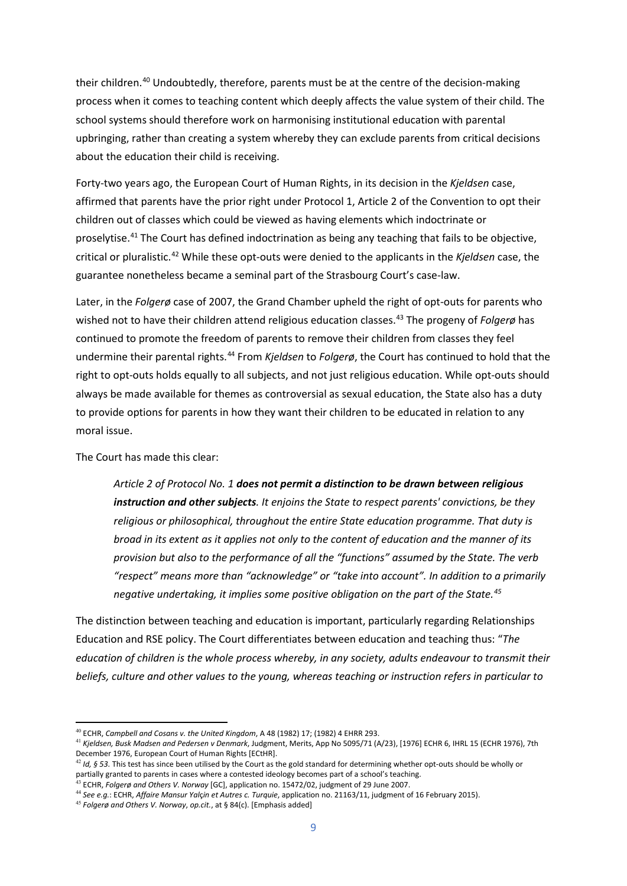their children.[40] Undoubtedly, therefore, parents must be at the centre of the decision-making process when it comes to teaching content which deeply affects the value system of their child. The school systems should therefore work on harmonising institutional education with parental upbringing, rather than creating a system whereby they can exclude parents from critical decisions about the education their child is receiving.

Forty-two years ago, the European Court of Human Rights, in its decision in the *Kjeldsen* case, affirmed that parents have the prior right under Protocol 1, Article 2 of the Convention to opt their children out of classes which could be viewed as having elements which indoctrinate or proselytise.[41] The Court has defined indoctrination as being any teaching that fails to be objective, critical or pluralistic.[42] While these opt-outs were denied to the applicants in the *Kjeldsen* case, the guarantee nonetheless became a seminal part of the Strasbourg Court's case-law.

Later, in the *Folgerø* case of 2007, the Grand Chamber upheld the right of opt-outs for parents who wished not to have their children attend religious education classes.[43] The progeny of *Folgerø* has continued to promote the freedom of parents to remove their children from classes they feel undermine their parental rights.[44] From *Kjeldsen* to *Folgerø*, the Court has continued to hold that the right to opt-outs holds equally to all subjects, and not just religious education. While opt-outs should always be made available for themes as controversial as sexual education, the State also has a duty to provide options for parents in how they want their children to be educated in relation to any moral issue.

The Court has made this clear:

> *Article 2 of Protocol No. 1* ***does not permit a distinction to be drawn between religious instruction and other subjects****. It enjoins the State to respect parents' convictions, be they religious or philosophical, throughout the entire State education programme. That duty is broad in its extent as it applies not only to the content of education and the manner of its provision but also to the performance of all the "functions" assumed by the State. The verb "respect" means more than "acknowledge" or "take into account". In addition to a primarily negative undertaking, it implies some positive obligation on the part of the State.*[45]

The distinction between teaching and education is important, particularly regarding Relationships Education and RSE policy. The Court differentiates between education and teaching thus: "*The education of children is the whole process whereby, in any society, adults endeavour to transmit their beliefs, culture and other values to the young, whereas teaching or instruction refers in particular to*

---

[40] ECHR, *Campbell and Cosans v. the United Kingdom*, A 48 (1982) 17; (1982) 4 EHRR 293.

[41] *Kjeldsen, Busk Madsen and Pedersen v Denmark*, Judgment, Merits, App No 5095/71 (A/23), [1976] ECHR 6, IHRL 15 (ECHR 1976), 7th December 1976, European Court of Human Rights [ECtHR].

[42] *Id, § 53.* This test has since been utilised by the Court as the gold standard for determining whether opt-outs should be wholly or partially granted to parents in cases where a contested ideology becomes part of a school's teaching.

[43] ECHR, *Folgerø and Others V. Norway* [GC], application no. 15472/02, judgment of 29 June 2007.

[44] *See e.g.*: ECHR, *Affaire Mansur Yalçin et Autres c. Turquie*, application no. 21163/11, judgment of 16 February 2015).

[45] *Folgerø and Others V. Norway*, *op.cit.*, at § 84(c). [Emphasis added]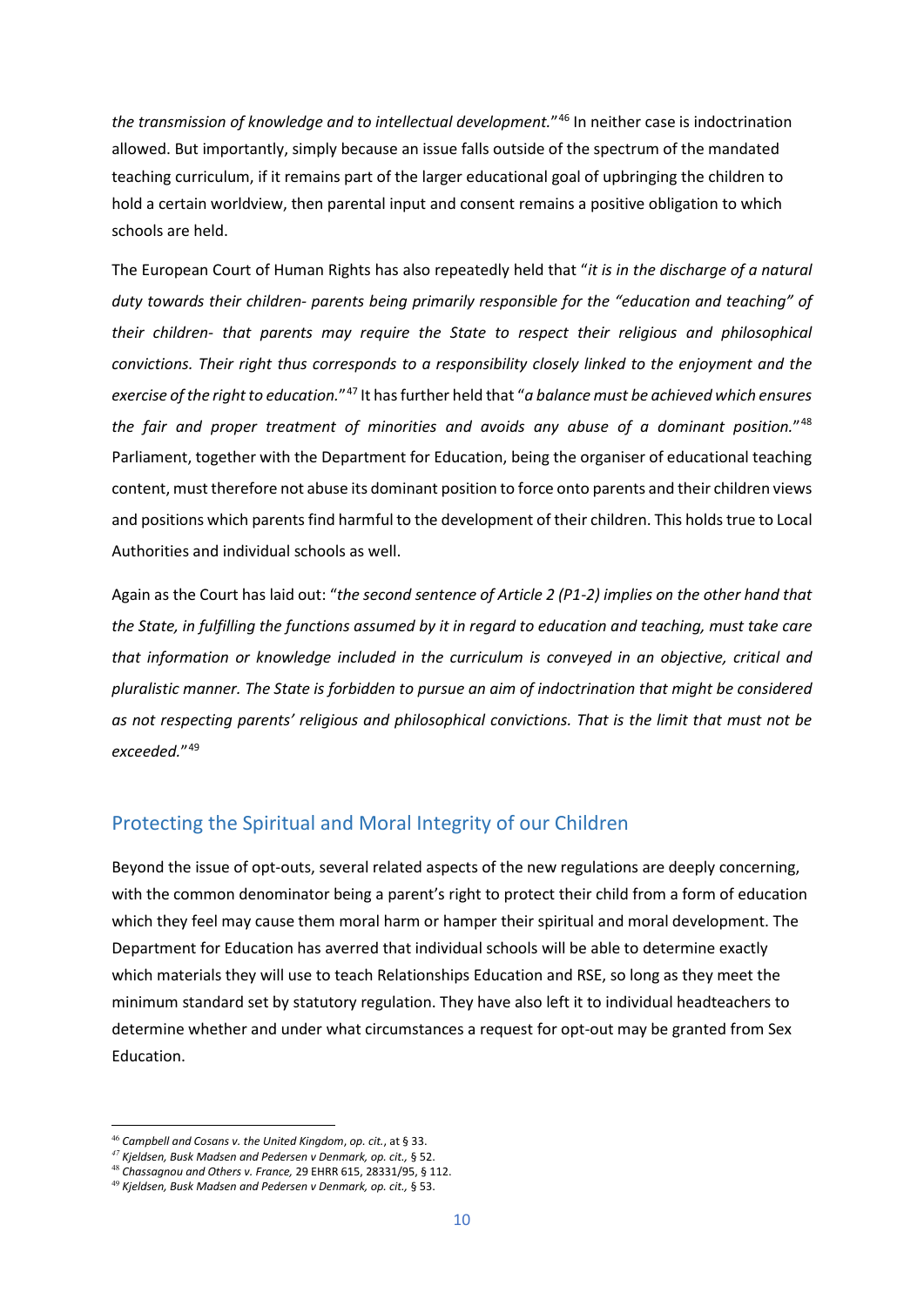*the transmission of knowledge and to intellectual development.*"[46] In neither case is indoctrination allowed. But importantly, simply because an issue falls outside of the spectrum of the mandated teaching curriculum, if it remains part of the larger educational goal of upbringing the children to hold a certain worldview, then parental input and consent remains a positive obligation to which schools are held.

The European Court of Human Rights has also repeatedly held that "*it is in the discharge of a natural duty towards their children- parents being primarily responsible for the "education and teaching" of their children- that parents may require the State to respect their religious and philosophical convictions. Their right thus corresponds to a responsibility closely linked to the enjoyment and the exercise of the right to education.*"[47] It has further held that "*a balance must be achieved which ensures the fair and proper treatment of minorities and avoids any abuse of a dominant position.*"[48] Parliament, together with the Department for Education, being the organiser of educational teaching content, must therefore not abuse its dominant position to force onto parents and their children views and positions which parents find harmful to the development of their children. This holds true to Local Authorities and individual schools as well.

Again as the Court has laid out: "*the second sentence of Article 2 (P1-2) implies on the other hand that the State, in fulfilling the functions assumed by it in regard to education and teaching, must take care that information or knowledge included in the curriculum is conveyed in an objective, critical and pluralistic manner. The State is forbidden to pursue an aim of indoctrination that might be considered as not respecting parents' religious and philosophical convictions. That is the limit that must not be exceeded.*"[49]

## Protecting the Spiritual and Moral Integrity of our Children

Beyond the issue of opt-outs, several related aspects of the new regulations are deeply concerning, with the common denominator being a parent's right to protect their child from a form of education which they feel may cause them moral harm or hamper their spiritual and moral development. The Department for Education has averred that individual schools will be able to determine exactly which materials they will use to teach Relationships Education and RSE, so long as they meet the minimum standard set by statutory regulation. They have also left it to individual headteachers to determine whether and under what circumstances a request for opt-out may be granted from Sex Education.

---

[46] *Campbell and Cosans v. the United Kingdom*, *op. cit.*, at § 33.

[47] *Kjeldsen, Busk Madsen and Pedersen v Denmark, op. cit.,* § 52.

[48] *Chassagnou and Others v. France,* 29 EHRR 615, 28331/95, § 112.

[49] *Kjeldsen, Busk Madsen and Pedersen v Denmark, op. cit.,* § 53.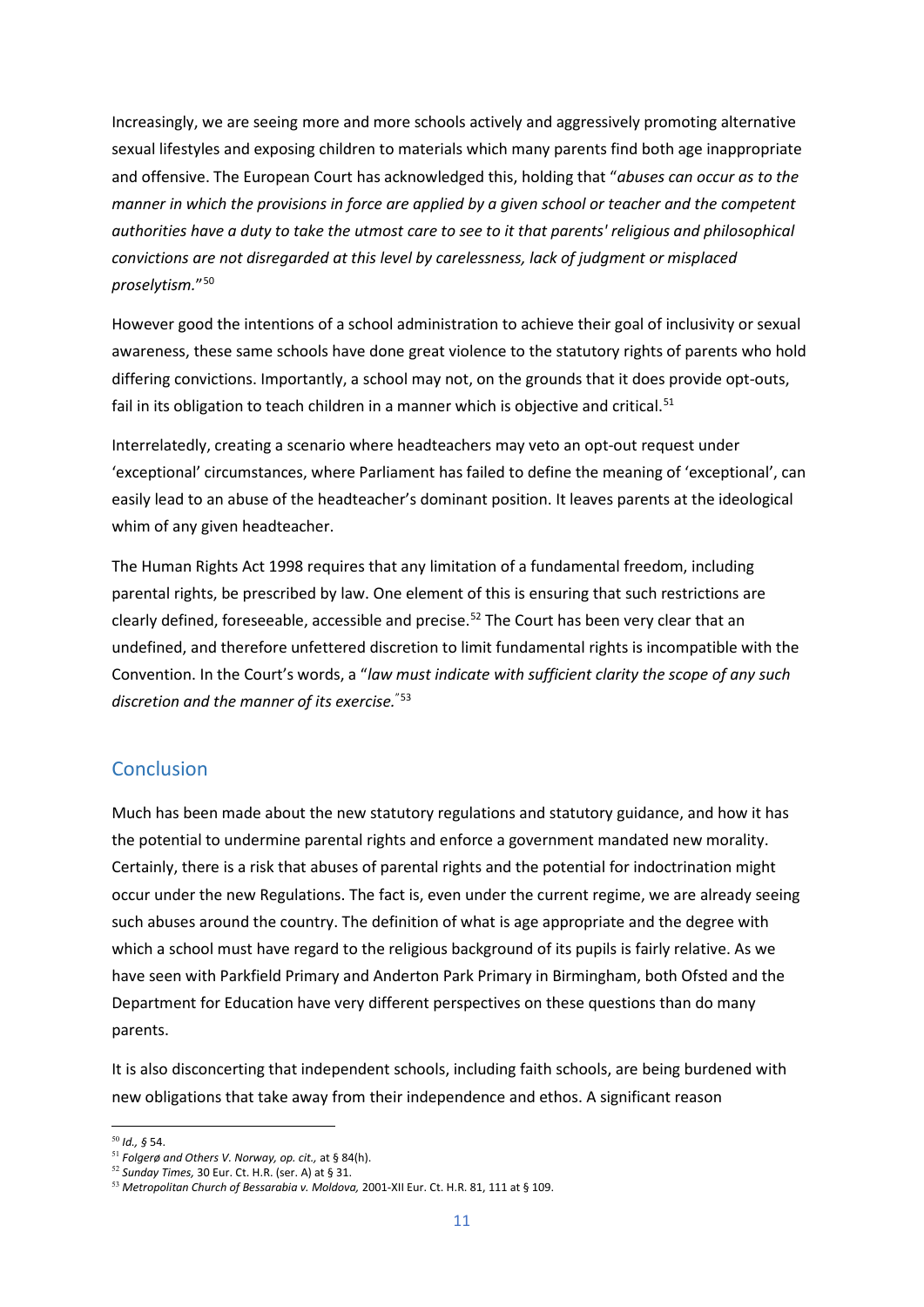Increasingly, we are seeing more and more schools actively and aggressively promoting alternative sexual lifestyles and exposing children to materials which many parents find both age inappropriate and offensive. The European Court has acknowledged this, holding that "*abuses can occur as to the manner in which the provisions in force are applied by a given school or teacher and the competent authorities have a duty to take the utmost care to see to it that parents' religious and philosophical convictions are not disregarded at this level by carelessness, lack of judgment or misplaced proselytism.*"[50]

However good the intentions of a school administration to achieve their goal of inclusivity or sexual awareness, these same schools have done great violence to the statutory rights of parents who hold differing convictions. Importantly, a school may not, on the grounds that it does provide opt-outs, fail in its obligation to teach children in a manner which is objective and critical.[51]

Interrelatedly, creating a scenario where headteachers may veto an opt-out request under 'exceptional' circumstances, where Parliament has failed to define the meaning of 'exceptional', can easily lead to an abuse of the headteacher's dominant position. It leaves parents at the ideological whim of any given headteacher.

The Human Rights Act 1998 requires that any limitation of a fundamental freedom, including parental rights, be prescribed by law. One element of this is ensuring that such restrictions are clearly defined, foreseeable, accessible and precise.[52] The Court has been very clear that an undefined, and therefore unfettered discretion to limit fundamental rights is incompatible with the Convention. In the Court's words, a "*law must indicate with sufficient clarity the scope of any such discretion and the manner of its exercise.*"[53]

## Conclusion

Much has been made about the new statutory regulations and statutory guidance, and how it has the potential to undermine parental rights and enforce a government mandated new morality. Certainly, there is a risk that abuses of parental rights and the potential for indoctrination might occur under the new Regulations. The fact is, even under the current regime, we are already seeing such abuses around the country. The definition of what is age appropriate and the degree with which a school must have regard to the religious background of its pupils is fairly relative. As we have seen with Parkfield Primary and Anderton Park Primary in Birmingham, both Ofsted and the Department for Education have very different perspectives on these questions than do many parents.

It is also disconcerting that independent schools, including faith schools, are being burdened with new obligations that take away from their independence and ethos. A significant reason

---

[50] *Id., §* 54.

[51] *Folgerø and Others V. Norway, op. cit.,* at § 84(h).

[52] *Sunday Times,* 30 Eur. Ct. H.R. (ser. A) at § 31.

[53] *Metropolitan Church of Bessarabia v. Moldova,* 2001-XII Eur. Ct. H.R. 81, 111 at § 109.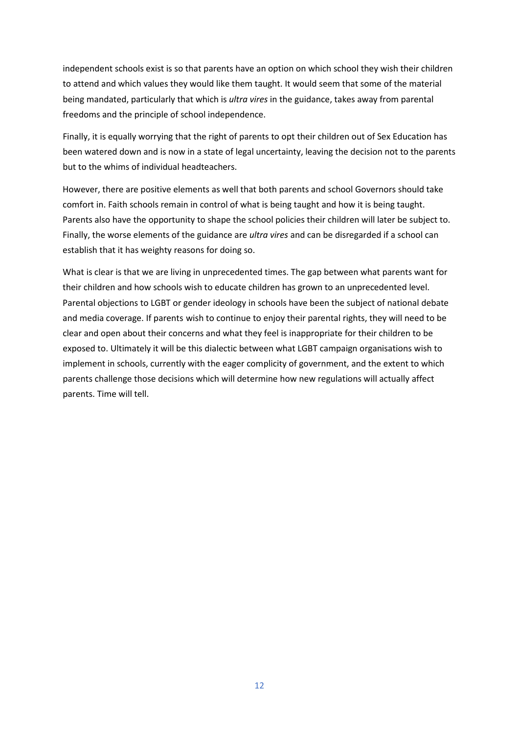independent schools exist is so that parents have an option on which school they wish their children to attend and which values they would like them taught. It would seem that some of the material being mandated, particularly that which is *ultra vires* in the guidance, takes away from parental freedoms and the principle of school independence.

Finally, it is equally worrying that the right of parents to opt their children out of Sex Education has been watered down and is now in a state of legal uncertainty, leaving the decision not to the parents but to the whims of individual headteachers.

However, there are positive elements as well that both parents and school Governors should take comfort in. Faith schools remain in control of what is being taught and how it is being taught. Parents also have the opportunity to shape the school policies their children will later be subject to. Finally, the worse elements of the guidance are *ultra vires* and can be disregarded if a school can establish that it has weighty reasons for doing so.

What is clear is that we are living in unprecedented times. The gap between what parents want for their children and how schools wish to educate children has grown to an unprecedented level. Parental objections to LGBT or gender ideology in schools have been the subject of national debate and media coverage. If parents wish to continue to enjoy their parental rights, they will need to be clear and open about their concerns and what they feel is inappropriate for their children to be exposed to. Ultimately it will be this dialectic between what LGBT campaign organisations wish to implement in schools, currently with the eager complicity of government, and the extent to which parents challenge those decisions which will determine how new regulations will actually affect parents. Time will tell.